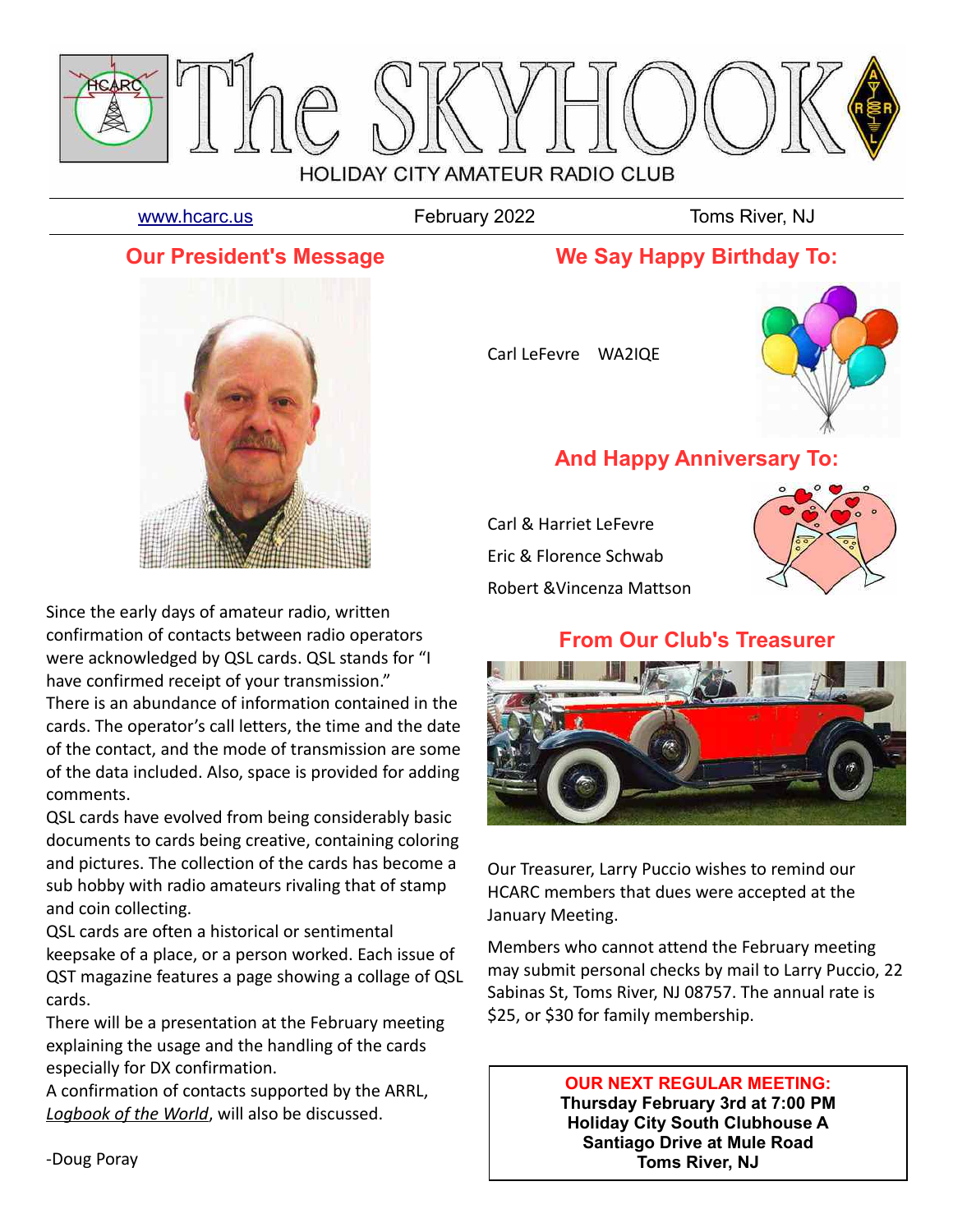# The SKYHOOK

HOLIDAY CITY AMATEUR RADIO CLUB

www.hcarc.us | February 2022 | Toms River, NJ

## Our President's Message

Since the early days of amateur radio, written confirmation of contacts between radio operators were acknowledged by QSL cards. QSL stands for "I have confirmed receipt of your transmission."

There is an abundance of information contained in the cards. The operator's call letters, the time and the date of the contact, and the mode of transmission are some of the data included. Also, space is provided for adding comments.

QSL cards have evolved from being considerably basic documents to cards being creative, containing coloring and pictures. The collection of the cards has become a sub hobby with radio amateurs rivaling that of stamp and coin collecting.

QSL cards are often a historical or sentimental keepsake of a place, or a person worked. Each issue of QST magazine features a page showing a collage of QSL cards.

There will be a presentation at the February meeting explaining the usage and the handling of the cards especially for DX confirmation.

A confirmation of contacts supported by the ARRL, *Logbook of the World*, will also be discussed.

-Doug Poray

## We Say Happy Birthday To:

Carl LeFevre WA2IQE

## And Happy Anniversary To:

Carl & Harriet LeFevre

Eric & Florence Schwab

Robert &Vincenza Mattson

## From Our Club's Treasurer

Our Treasurer, Larry Puccio wishes to remind our HCARC members that dues were accepted at the January Meeting.

Members who cannot attend the February meeting may submit personal checks by mail to Larry Puccio, 22 Sabinas St, Toms River, NJ 08757. The annual rate is $25, or $30 for family membership.

**OUR NEXT REGULAR MEETING:**
**Thursday February 3rd at 7:00 PM**
**Holiday City South Clubhouse A**
**Santiago Drive at Mule Road**
**Toms River, NJ**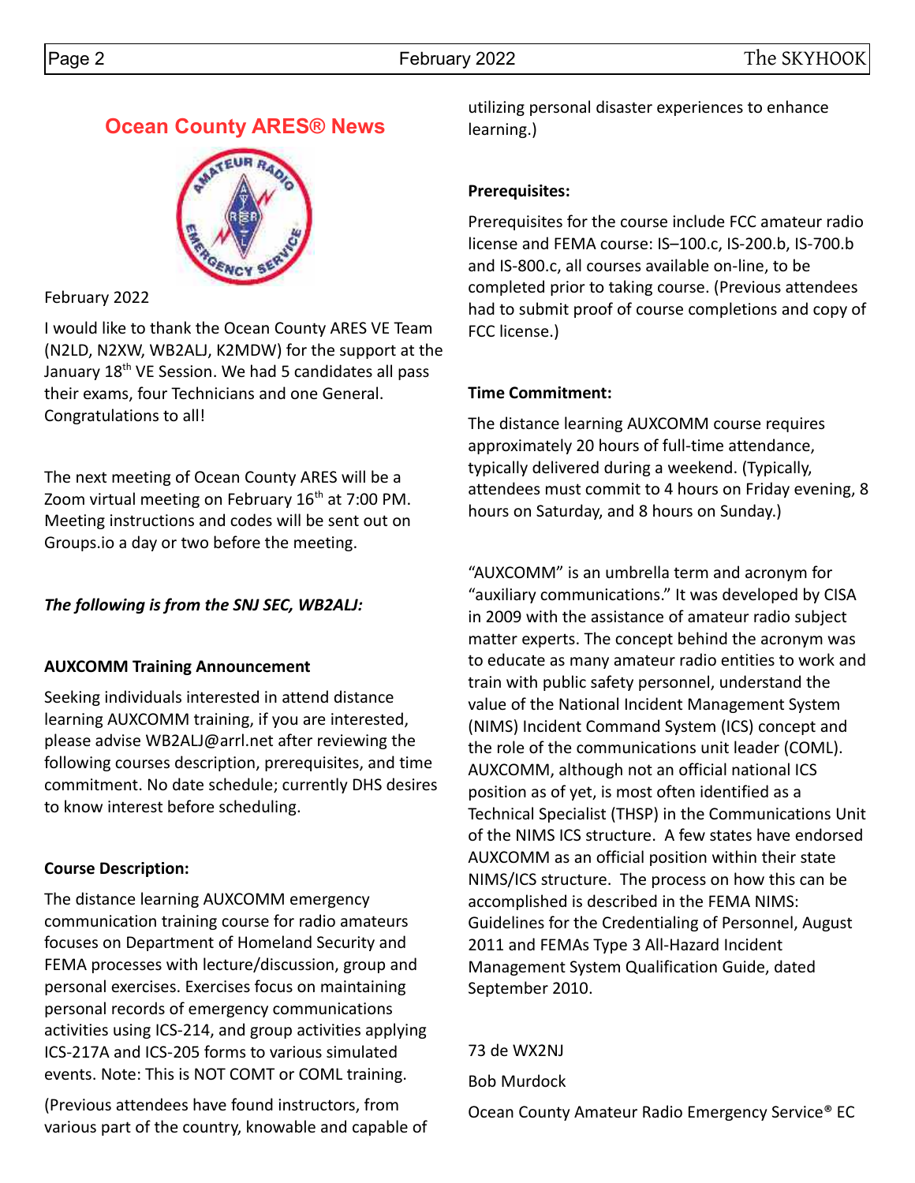## Ocean County ARES® News

February 2022

I would like to thank the Ocean County ARES VE Team (N2LD, N2XW, WB2ALJ, K2MDW) for the support at the January 18th VE Session. We had 5 candidates all pass their exams, four Technicians and one General. Congratulations to all!

The next meeting of Ocean County ARES will be a Zoom virtual meeting on February 16th at 7:00 PM. Meeting instructions and codes will be sent out on Groups.io a day or two before the meeting.

***The following is from the SNJ SEC, WB2ALJ:***

**AUXCOMM Training Announcement**

Seeking individuals interested in attend distance learning AUXCOMM training, if you are interested, please advise WB2ALJ@arrl.net after reviewing the following courses description, prerequisites, and time commitment. No date schedule; currently DHS desires to know interest before scheduling.

**Course Description:**

The distance learning AUXCOMM emergency communication training course for radio amateurs focuses on Department of Homeland Security and FEMA processes with lecture/discussion, group and personal exercises. Exercises focus on maintaining personal records of emergency communications activities using ICS-214, and group activities applying ICS-217A and ICS-205 forms to various simulated events. Note: This is NOT COMT or COML training.

(Previous attendees have found instructors, from various part of the country, knowable and capable of utilizing personal disaster experiences to enhance learning.)

**Prerequisites:**

Prerequisites for the course include FCC amateur radio license and FEMA course: IS–100.c, IS-200.b, IS-700.b and IS-800.c, all courses available on-line, to be completed prior to taking course. (Previous attendees had to submit proof of course completions and copy of FCC license.)

**Time Commitment:**

The distance learning AUXCOMM course requires approximately 20 hours of full-time attendance, typically delivered during a weekend. (Typically, attendees must commit to 4 hours on Friday evening, 8 hours on Saturday, and 8 hours on Sunday.)

"AUXCOMM" is an umbrella term and acronym for "auxiliary communications." It was developed by CISA in 2009 with the assistance of amateur radio subject matter experts. The concept behind the acronym was to educate as many amateur radio entities to work and train with public safety personnel, understand the value of the National Incident Management System (NIMS) Incident Command System (ICS) concept and the role of the communications unit leader (COML). AUXCOMM, although not an official national ICS position as of yet, is most often identified as a Technical Specialist (THSP) in the Communications Unit of the NIMS ICS structure. A few states have endorsed AUXCOMM as an official position within their state NIMS/ICS structure. The process on how this can be accomplished is described in the FEMA NIMS: Guidelines for the Credentialing of Personnel, August 2011 and FEMAs Type 3 All-Hazard Incident Management System Qualification Guide, dated September 2010.

73 de WX2NJ

Bob Murdock

Ocean County Amateur Radio Emergency Service® EC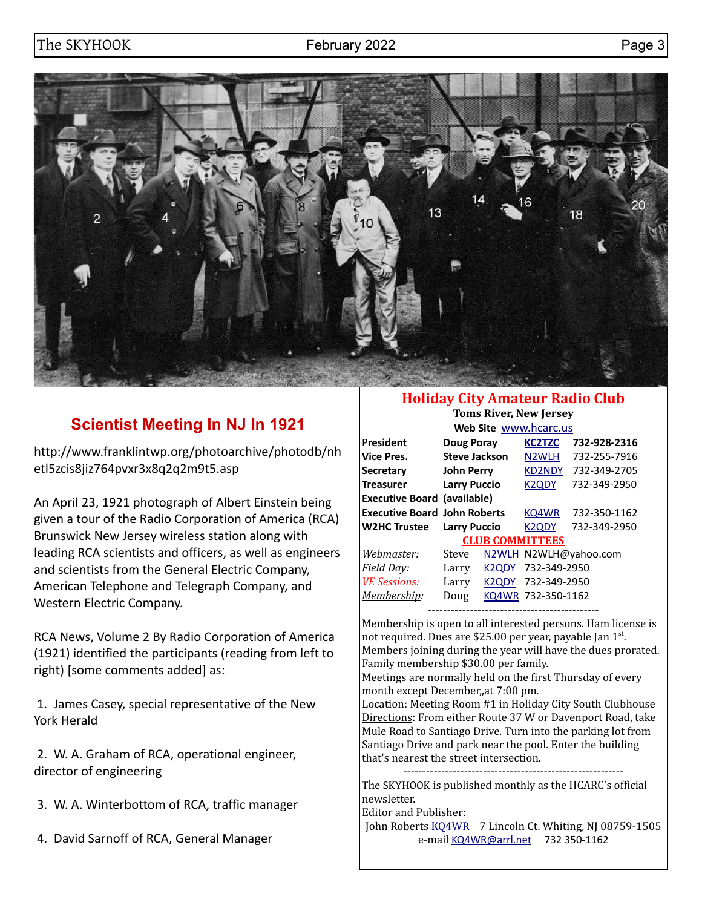## Scientist Meeting In NJ In 1921

http://www.franklintwp.org/photoarchive/photodb/nhetl5zcis8jiz764pvxr3x8q2q2m9t5.asp

An April 23, 1921 photograph of Albert Einstein being given a tour of the Radio Corporation of America (RCA) Brunswick New Jersey wireless station along with leading RCA scientists and officers, as well as engineers and scientists from the General Electric Company, American Telephone and Telegraph Company, and Western Electric Company.

RCA News, Volume 2 By Radio Corporation of America (1921) identified the participants (reading from left to right) [some comments added] as:

1. James Casey, special representative of the New York Herald

2. W. A. Graham of RCA, operational engineer, director of engineering

3. W. A. Winterbottom of RCA, traffic manager

4. David Sarnoff of RCA, General Manager

## Holiday City Amateur Radio Club

**Toms River, New Jersey**

**Web Site** www.hcarc.us

| | | | |
|---|---|---|---|
| **President** | **Doug Poray** | **KC2TZC** | **732-928-2316** |
| **Vice Pres.** | **Steve Jackson** | N2WLH | 732-255-7916 |
| **Secretary** | **John Perry** | KD2NDY | 732-349-2705 |
| **Treasurer** | **Larry Puccio** | K2QDY | 732-349-2950 |
| **Executive Board** | **(available)** | | |
| **Executive Board** | **John Roberts** | KQ4WR | 732-350-1162 |
| **W2HC Trustee** | **Larry Puccio** | K2QDY | 732-349-2950 |

**CLUB COMMITTEES**

| | | | |
|---|---|---|---|
| *Webmaster:* | Steve | N2WLH | N2WLH@yahoo.com |
| *Field Day:* | Larry | K2QDY | 732-349-2950 |
| *VE Sessions:* | Larry | K2QDY | 732-349-2950 |
| *Membership:* | Doug | KQ4WR | 732-350-1162 |

---

Membership is open to all interested persons. Ham license is not required. Dues are $25.00 per year, payable Jan 1st. Members joining during the year will have the dues prorated. Family membership $30.00 per family.

Meetings are normally held on the first Thursday of every month except December,,at 7:00 pm.

Location: Meeting Room #1 in Holiday City South Clubhouse

Directions: From either Route 37 W or Davenport Road, take Mule Road to Santiago Drive. Turn into the parking lot from Santiago Drive and park near the pool. Enter the building that's nearest the street intersection.

---

The SKYHOOK is published monthly as the HCARC's official newsletter.

Editor and Publisher:

John Roberts KQ4WR 7 Lincoln Ct. Whiting, NJ 08759-1505

e-mail KQ4WR@arrl.net 732 350-1162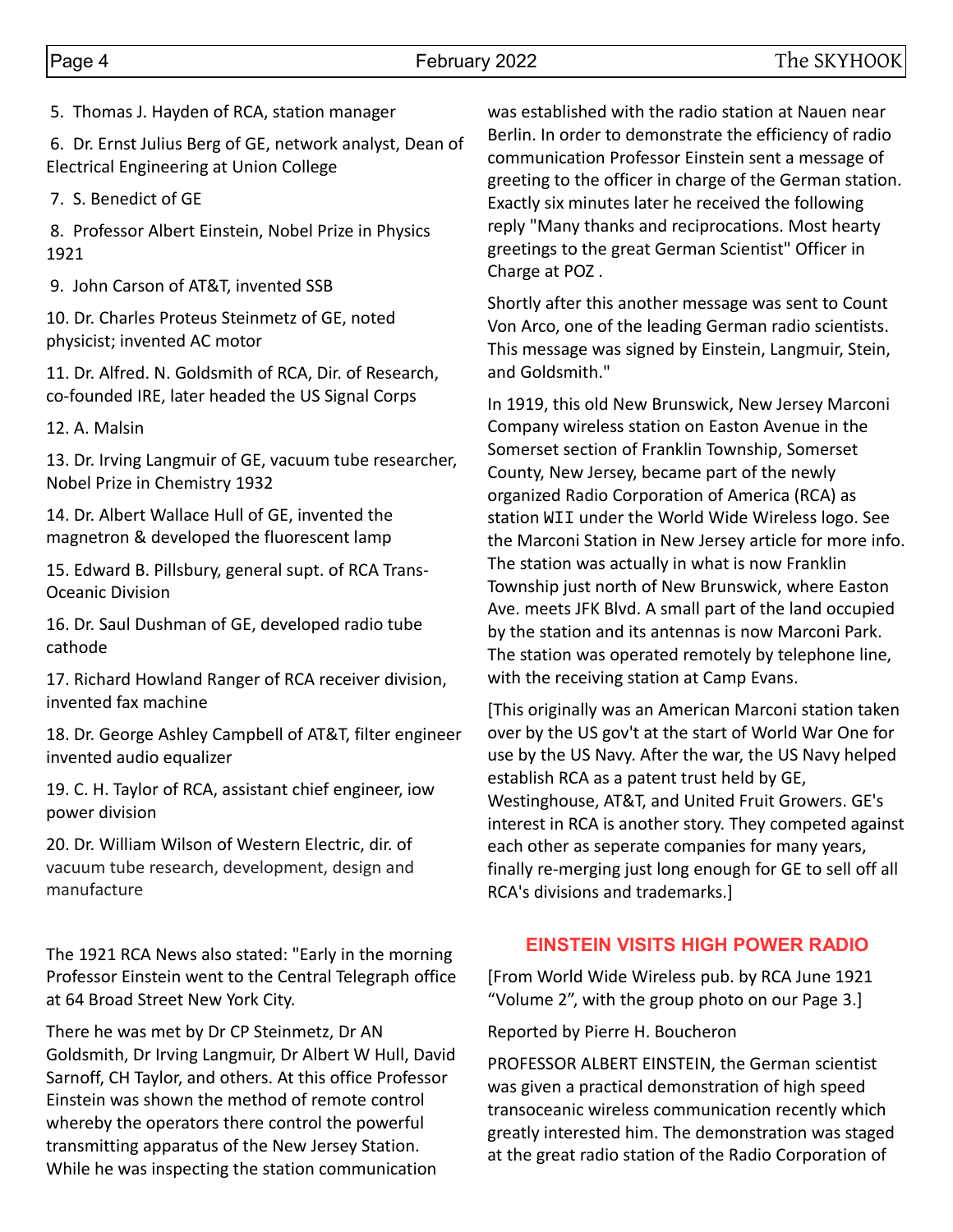5. Thomas J. Hayden of RCA, station manager

6. Dr. Ernst Julius Berg of GE, network analyst, Dean of Electrical Engineering at Union College

7. S. Benedict of GE

8. Professor Albert Einstein, Nobel Prize in Physics 1921

9. John Carson of AT&T, invented SSB

10. Dr. Charles Proteus Steinmetz of GE, noted physicist; invented AC motor

11. Dr. Alfred. N. Goldsmith of RCA, Dir. of Research, co-founded IRE, later headed the US Signal Corps

12. A. Malsin

13. Dr. Irving Langmuir of GE, vacuum tube researcher, Nobel Prize in Chemistry 1932

14. Dr. Albert Wallace Hull of GE, invented the magnetron & developed the fluorescent lamp

15. Edward B. Pillsbury, general supt. of RCA Trans-Oceanic Division

16. Dr. Saul Dushman of GE, developed radio tube cathode

17. Richard Howland Ranger of RCA receiver division, invented fax machine

18. Dr. George Ashley Campbell of AT&T, filter engineer invented audio equalizer

19. C. H. Taylor of RCA, assistant chief engineer, iow power division

20. Dr. William Wilson of Western Electric, dir. of vacuum tube research, development, design and manufacture

The 1921 RCA News also stated: "Early in the morning Professor Einstein went to the Central Telegraph office at 64 Broad Street New York City.

There he was met by Dr CP Steinmetz, Dr AN Goldsmith, Dr Irving Langmuir, Dr Albert W Hull, David Sarnoff, CH Taylor, and others. At this office Professor Einstein was shown the method of remote control whereby the operators there control the powerful transmitting apparatus of the New Jersey Station. While he was inspecting the station communication was established with the radio station at Nauen near Berlin. In order to demonstrate the efficiency of radio communication Professor Einstein sent a message of greeting to the officer in charge of the German station. Exactly six minutes later he received the following reply "Many thanks and reciprocations. Most hearty greetings to the great German Scientist" Officer in Charge at POZ .

Shortly after this another message was sent to Count Von Arco, one of the leading German radio scientists. This message was signed by Einstein, Langmuir, Stein, and Goldsmith."

In 1919, this old New Brunswick, New Jersey Marconi Company wireless station on Easton Avenue in the Somerset section of Franklin Township, Somerset County, New Jersey, became part of the newly organized Radio Corporation of America (RCA) as station WII under the World Wide Wireless logo. See the Marconi Station in New Jersey article for more info. The station was actually in what is now Franklin Township just north of New Brunswick, where Easton Ave. meets JFK Blvd. A small part of the land occupied by the station and its antennas is now Marconi Park. The station was operated remotely by telephone line, with the receiving station at Camp Evans.

[This originally was an American Marconi station taken over by the US gov't at the start of World War One for use by the US Navy. After the war, the US Navy helped establish RCA as a patent trust held by GE, Westinghouse, AT&T, and United Fruit Growers. GE's interest in RCA is another story. They competed against each other as seperate companies for many years, finally re-merging just long enough for GE to sell off all RCA's divisions and trademarks.]

## EINSTEIN VISITS HIGH POWER RADIO

[From World Wide Wireless pub. by RCA June 1921 "Volume 2", with the group photo on our Page 3.]

Reported by Pierre H. Boucheron

PROFESSOR ALBERT EINSTEIN, the German scientist was given a practical demonstration of high speed transoceanic wireless communication recently which greatly interested him. The demonstration was staged at the great radio station of the Radio Corporation of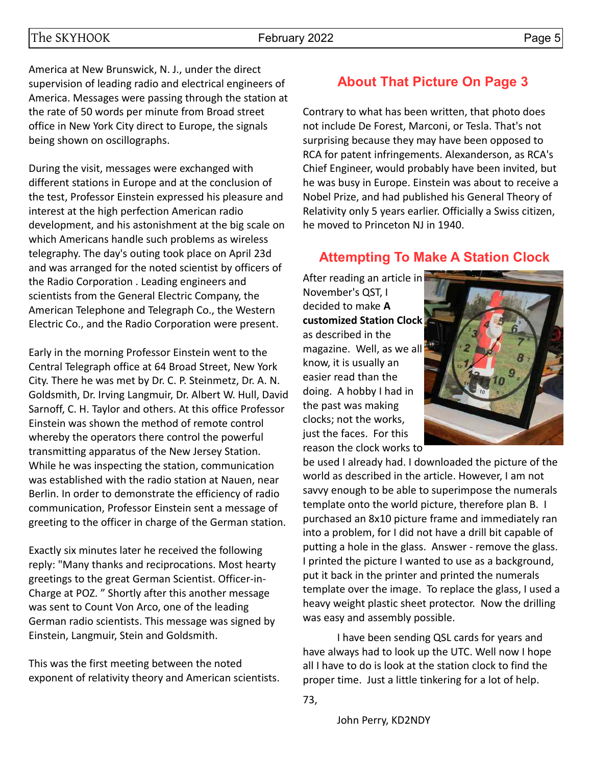America at New Brunswick, N. J., under the direct supervision of leading radio and electrical engineers of America. Messages were passing through the station at the rate of 50 words per minute from Broad street office in New York City direct to Europe, the signals being shown on oscillographs.

During the visit, messages were exchanged with different stations in Europe and at the conclusion of the test, Professor Einstein expressed his pleasure and interest at the high perfection American radio development, and his astonishment at the big scale on which Americans handle such problems as wireless telegraphy. The day's outing took place on April 23d and was arranged for the noted scientist by officers of the Radio Corporation . Leading engineers and scientists from the General Electric Company, the American Telephone and Telegraph Co., the Western Electric Co., and the Radio Corporation were present.

Early in the morning Professor Einstein went to the Central Telegraph office at 64 Broad Street, New York City. There he was met by Dr. C. P. Steinmetz, Dr. A. N. Goldsmith, Dr. Irving Langmuir, Dr. Albert W. Hull, David Sarnoff, C. H. Taylor and others. At this office Professor Einstein was shown the method of remote control whereby the operators there control the powerful transmitting apparatus of the New Jersey Station. While he was inspecting the station, communication was established with the radio station at Nauen, near Berlin. In order to demonstrate the efficiency of radio communication, Professor Einstein sent a message of greeting to the officer in charge of the German station.

Exactly six minutes later he received the following reply: "Many thanks and reciprocations. Most hearty greetings to the great German Scientist. Officer-in-Charge at POZ. " Shortly after this another message was sent to Count Von Arco, one of the leading German radio scientists. This message was signed by Einstein, Langmuir, Stein and Goldsmith.

This was the first meeting between the noted exponent of relativity theory and American scientists.

## About That Picture On Page 3

Contrary to what has been written, that photo does not include De Forest, Marconi, or Tesla. That's not surprising because they may have been opposed to RCA for patent infringements. Alexanderson, as RCA's Chief Engineer, would probably have been invited, but he was busy in Europe. Einstein was about to receive a Nobel Prize, and had published his General Theory of Relativity only 5 years earlier. Officially a Swiss citizen, he moved to Princeton NJ in 1940.

## Attempting To Make A Station Clock

After reading an article in November's QST, I decided to make **A customized Station Clock** as described in the magazine. Well, as we all know, it is usually an easier read than the doing. A hobby I had in the past was making clocks; not the works, just the faces. For this reason the clock works to be used I already had. I downloaded the picture of the world as described in the article. However, I am not savvy enough to be able to superimpose the numerals template onto the world picture, therefore plan B. I purchased an 8x10 picture frame and immediately ran into a problem, for I did not have a drill bit capable of putting a hole in the glass. Answer - remove the glass. I printed the picture I wanted to use as a background, put it back in the printer and printed the numerals template over the image. To replace the glass, I used a heavy weight plastic sheet protector. Now the drilling was easy and assembly possible.

I have been sending QSL cards for years and have always had to look up the UTC. Well now I hope all I have to do is look at the station clock to find the proper time. Just a little tinkering for a lot of help.

73,

John Perry, KD2NDY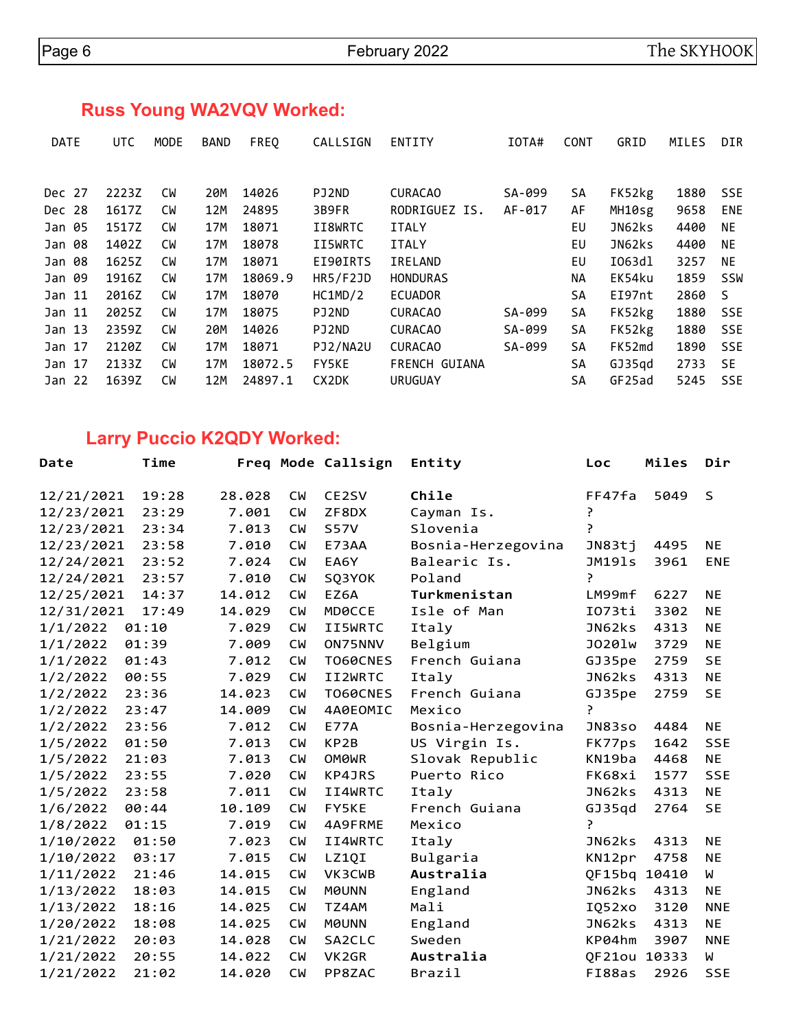## Russ Young WA2VQV Worked:

| DATE | UTC | MODE | BAND | FREQ | CALLSIGN | ENTITY | IOTA# | CONT | GRID | MILES | DIR |
|---|---|---|---|---|---|---|---|---|---|---|---|
| Dec 27 | 2223Z | CW | 20M | 14026 | PJ2ND | CURACAO | SA-099 | SA | FK52kg | 1880 | SSE |
| Dec 28 | 1617Z | CW | 12M | 24895 | 3B9FR | RODRIGUEZ IS. | AF-017 | AF | MH10sg | 9658 | ENE |
| Jan 05 | 1517Z | CW | 17M | 18071 | II8WRTC | ITALY | | EU | JN62ks | 4400 | NE |
| Jan 08 | 1402Z | CW | 17M | 18078 | II5WRTC | ITALY | | EU | JN62ks | 4400 | NE |
| Jan 08 | 1625Z | CW | 17M | 18071 | EI90IRTS | IRELAND | | EU | IO63dl | 3257 | NE |
| Jan 09 | 1916Z | CW | 17M | 18069.9 | HR5/F2JD | HONDURAS | | NA | EK54ku | 1859 | SSW |
| Jan 11 | 2016Z | CW | 17M | 18070 | HC1MD/2 | ECUADOR | | SA | EI97nt | 2860 | S |
| Jan 11 | 2025Z | CW | 17M | 18075 | PJ2ND | CURACAO | SA-099 | SA | FK52kg | 1880 | SSE |
| Jan 13 | 2359Z | CW | 20M | 14026 | PJ2ND | CURACAO | SA-099 | SA | FK52kg | 1880 | SSE |
| Jan 17 | 2120Z | CW | 17M | 18071 | PJ2/NA2U | CURACAO | SA-099 | SA | FK52md | 1890 | SSE |
| Jan 17 | 2133Z | CW | 17M | 18072.5 | FY5KE | FRENCH GUIANA | | SA | GJ35qd | 2733 | SE |
| Jan 22 | 1639Z | CW | 12M | 24897.1 | CX2DK | URUGUAY | | SA | GF25ad | 5245 | SSE |

## Larry Puccio K2QDY Worked:

| Date | Time | Freq | Mode | Callsign | Entity | Loc | Miles | Dir |
|---|---|---|---|---|---|---|---|---|
| 12/21/2021 | 19:28 | 28.028 | CW | CE2SV | **Chile** | FF47fa | 5049 | S |
| 12/23/2021 | 23:29 | 7.001 | CW | ZF8DX | Cayman Is. | ? | | |
| 12/23/2021 | 23:34 | 7.013 | CW | S57V | Slovenia | ? | | |
| 12/23/2021 | 23:58 | 7.010 | CW | E73AA | Bosnia-Herzegovina | JN83tj | 4495 | NE |
| 12/24/2021 | 23:52 | 7.024 | CW | EA6Y | Balearic Is. | JM19ls | 3961 | ENE |
| 12/24/2021 | 23:57 | 7.010 | CW | SQ3YOK | Poland | ? | | |
| 12/25/2021 | 14:37 | 14.012 | CW | EZ6A | **Turkmenistan** | LM99mf | 6227 | NE |
| 12/31/2021 | 17:49 | 14.029 | CW | MD0CCE | Isle of Man | IO73ti | 3302 | NE |
| 1/1/2022 | 01:10 | 7.029 | CW | II5WRTC | Italy | JN62ks | 4313 | NE |
| 1/1/2022 | 01:39 | 7.009 | CW | ON75NNV | Belgium | JO20lw | 3729 | NE |
| 1/1/2022 | 01:43 | 7.012 | CW | TO60CNES | French Guiana | GJ35pe | 2759 | SE |
| 1/2/2022 | 00:55 | 7.029 | CW | II2WRTC | Italy | JN62ks | 4313 | NE |
| 1/2/2022 | 23:36 | 14.023 | CW | TO60CNES | French Guiana | GJ35pe | 2759 | SE |
| 1/2/2022 | 23:47 | 14.009 | CW | 4A0EOMIC | Mexico | ? | | |
| 1/2/2022 | 23:56 | 7.012 | CW | E77A | Bosnia-Herzegovina | JN83so | 4484 | NE |
| 1/5/2022 | 01:50 | 7.013 | CW | KP2B | US Virgin Is. | FK77ps | 1642 | SSE |
| 1/5/2022 | 21:03 | 7.013 | CW | OM0WR | Slovak Republic | KN19ba | 4468 | NE |
| 1/5/2022 | 23:55 | 7.020 | CW | KP4JRS | Puerto Rico | FK68xi | 1577 | SSE |
| 1/5/2022 | 23:58 | 7.011 | CW | II4WRTC | Italy | JN62ks | 4313 | NE |
| 1/6/2022 | 00:44 | 10.109 | CW | FY5KE | French Guiana | GJ35qd | 2764 | SE |
| 1/8/2022 | 01:15 | 7.019 | CW | 4A9FRME | Mexico | ? | | |
| 1/10/2022 | 01:50 | 7.023 | CW | II4WRTC | Italy | JN62ks | 4313 | NE |
| 1/10/2022 | 03:17 | 7.015 | CW | LZ1QI | Bulgaria | KN12pr | 4758 | NE |
| 1/11/2022 | 21:46 | 14.015 | CW | VK3CWB | **Australia** | QF15bq | 10410 | W |
| 1/13/2022 | 18:03 | 14.015 | CW | M0UNN | England | JN62ks | 4313 | NE |
| 1/13/2022 | 18:16 | 14.025 | CW | TZ4AM | Mali | IQ52xo | 3120 | NNE |
| 1/20/2022 | 18:08 | 14.025 | CW | M0UNN | England | JN62ks | 4313 | NE |
| 1/21/2022 | 20:03 | 14.028 | CW | SA2CLC | Sweden | KP04hm | 3907 | NNE |
| 1/21/2022 | 20:55 | 14.022 | CW | VK2GR | **Australia** | QF21ou | 10333 | W |
| 1/21/2022 | 21:02 | 14.020 | CW | PP8ZAC | Brazil | FI88as | 2926 | SSE |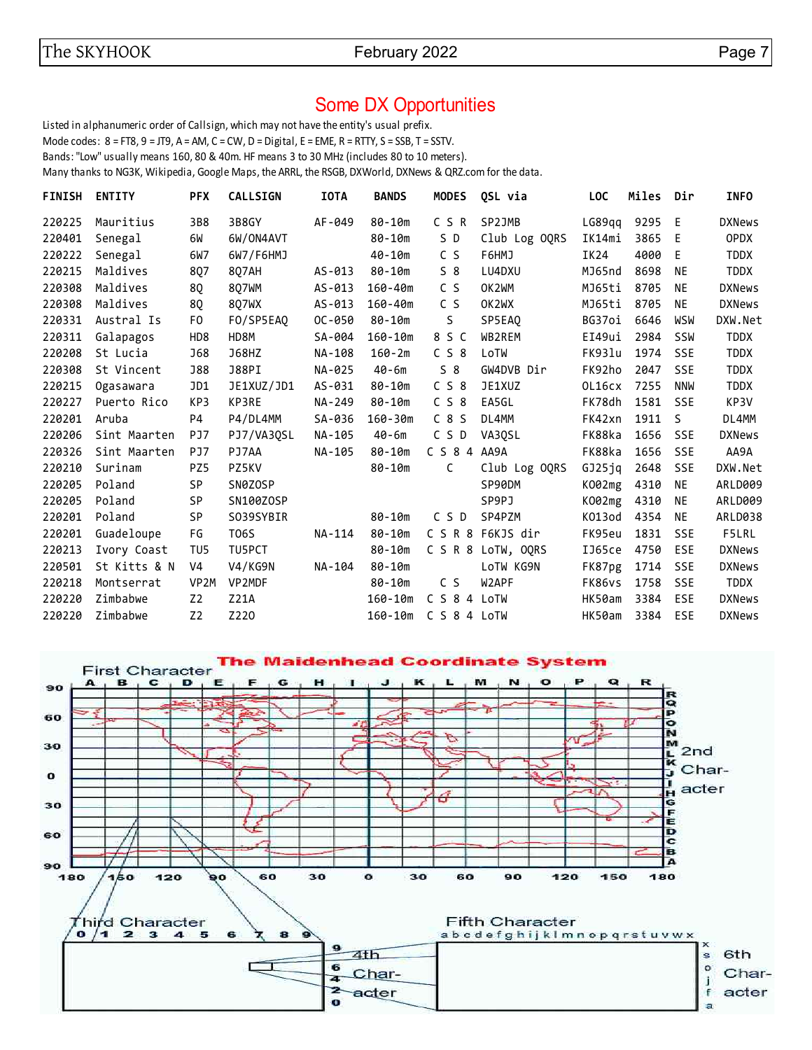# Some DX Opportunities

Listed in alphanumeric order of Callsign, which may not have the entity's usual prefix.
Mode codes: 8 = FT8, 9 = JT9, A = AM, C = CW, D = Digital, E = EME, R = RTTY, S = SSB, T = SSTV.
Bands: "Low" usually means 160, 80 & 40m. HF means 3 to 30 MHz (includes 80 to 10 meters).
Many thanks to NG3K, Wikipedia, Google Maps, the ARRL, the RSGB, DXWorld, DXNews & QRZ.com for the data.

| FINISH | ENTITY | PFX | CALLSIGN | IOTA | BANDS | MODES | QSL via | LOC | Miles | Dir | INFO |
|---|---|---|---|---|---|---|---|---|---|---|---|
| 220225 | Mauritius | 3B8 | 3B8GY | AF-049 | 80-10m | C S R | SP2JMB | LG89qq | 9295 | E | DXNews |
| 220401 | Senegal | 6W | 6W/ON4AVT | | 80-10m | S D | Club Log OQRS | IK14mi | 3865 | E | OPDX |
| 220222 | Senegal | 6W7 | 6W7/F6HMJ | | 40-10m | C S | F6HMJ | IK24 | 4000 | E | TDDX |
| 220215 | Maldives | 8Q7 | 8Q7AH | AS-013 | 80-10m | S 8 | LU4DXU | MJ65nd | 8698 | NE | TDDX |
| 220308 | Maldives | 8Q | 8Q7WM | AS-013 | 160-40m | C S | OK2WM | MJ65ti | 8705 | NE | DXNews |
| 220308 | Maldives | 8Q | 8Q7WX | AS-013 | 160-40m | C S | OK2WX | MJ65ti | 8705 | NE | DXNews |
| 220331 | Austral Is | FO | FO/SP5EAQ | OC-050 | 80-10m | | SP5EAQ | BG37oi | 6646 | WSW | DXW.Net |
| 220311 | Galapagos | HD8 | HD8M | SA-004 | 160-10m | 8 S C | WB2REM | EI49ui | 2984 | SSW | TDDX |
| 220208 | St Lucia | J68 | J68HZ | NA-108 | 160-2m | C S 8 | LoTW | FK93lu | 1974 | SSE | TDDX |
| 220308 | St Vincent | J88 | J88PI | NA-025 | 40-6m | S 8 | GW4DVB Dir | FK92ho | 2047 | SSE | TDDX |
| 220215 | Ogasawara | JD1 | JE1XUZ/JD1 | AS-031 | 80-10m | C S 8 | JE1XUZ | OL16cx | 7255 | NNW | TDDX |
| 220227 | Puerto Rico | KP3 | KP3RE | NA-249 | 80-10m | C S 8 | EA5GL | FK78dh | 1581 | SSE | KP3V |
| 220201 | Aruba | P4 | P4/DL4MM | SA-036 | 160-30m | C 8 S | DL4MM | FK42xn | 1911 | S | DL4MM |
| 220206 | Sint Maarten | PJ7 | PJ7/VA3QSL | NA-105 | 40-6m | C S D | VA3QSL | FK88ka | 1656 | SSE | DXNews |
| 220326 | Sint Maarten | PJ7 | PJ7AA | NA-105 | 80-10m | C S 8 4 | AA9A | FK88ka | 1656 | SSE | AA9A |
| 220210 | Surinam | PZ5 | PZ5KV | | 80-10m | C | Club Log OQRS | GJ25jq | 2648 | SSE | DXW.Net |
| 220205 | Poland | SP | SN0ZOSP | | | | SP90DM | KO02mg | 4310 | NE | ARLD009 |
| 220205 | Poland | SP | SN100ZOSP | | | | SP9PJ | KO02mg | 4310 | NE | ARLD009 |
| 220201 | Poland | SP | SO39SYBIR | | 80-10m | C S D | SP4PZM | KO13od | 4354 | NE | ARLD038 |
| 220201 | Guadeloupe | FG | TO6S | NA-114 | 80-10m | C S R 8 | F6KJS dir | FK95eu | 1831 | SSE | F5LRL |
| 220213 | Ivory Coast | TU5 | TU5PCT | | 80-10m | C S R 8 | LoTW, OQRS | IJ65ce | 4750 | ESE | DXNews |
| 220501 | St Kitts & N | V4 | V4/KG9N | NA-104 | 80-10m | | LoTW KG9N | FK87pg | 1714 | SSE | DXNews |
| 220218 | Montserrat | VP2M | VP2MDF | | 80-10m | C S | W2APF | FK86vs | 1758 | SSE | TDDX |
| 220220 | Zimbabwe | Z2 | Z21A | | 160-10m | C S 8 4 | LoTW | HK50am | 3384 | ESE | DXNews |
| 220220 | Zimbabwe | Z2 | Z22O | | 160-10m | C S 8 4 | LoTW | HK50am | 3384 | ESE | DXNews |

The Maidenhead Coordinate System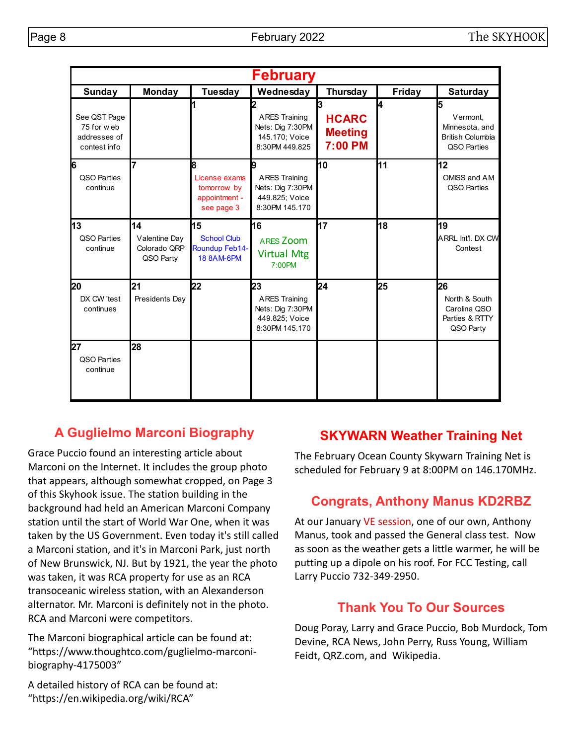## February

| Sunday | Monday | Tuesday | Wednesday | Thursday | Friday | Saturday |
|---|---|---|---|---|---|---|
| See QST Page 75 for web addresses of contest info | | 1 | 2 ARES Training Nets: Dig 7:30PM 145.170; Voice 8:30PM 449.825 | 3 **HCARC Meeting 7:00 PM** | 4 | 5 Vermont, Minnesota, and British Columbia QSO Parties |
| 6 QSO Parties continue | 7 | 8 License exams tomorrow by appointment - see page 3 | 9 ARES Training Nets: Dig 7:30PM 449.825; Voice 8:30PM 145.170 | 10 | 11 | 12 OMISS and AM QSO Parties |
| 13 QSO Parties continue | 14 Valentine Day Colorado QRP QSO Party | 15 School Club Roundup Feb14-18 8AM-6PM | 16 ARES Zoom Virtual Mtg 7:00PM | 17 | 18 | 19 ARRL Int'l. DX CW Contest |
| 20 DX CW 'test continues | 21 Presidents Day | 22 | 23 ARES Training Nets: Dig 7:30PM 449.825; Voice 8:30PM 145.170 | 24 | 25 | 26 North & South Carolina QSO Parties & RTTY QSO Party |
| 27 QSO Parties continue | 28 | | | | | |

## A Guglielmo Marconi Biography

Grace Puccio found an interesting article about Marconi on the Internet. It includes the group photo that appears, although somewhat cropped, on Page 3 of this Skyhook issue. The station building in the background had held an American Marconi Company station until the start of World War One, when it was taken by the US Government. Even today it's still called a Marconi station, and it's in Marconi Park, just north of New Brunswick, NJ. But by 1921, the year the photo was taken, it was RCA property for use as an RCA transoceanic wireless station, with an Alexanderson alternator. Mr. Marconi is definitely not in the photo. RCA and Marconi were competitors.

The Marconi biographical article can be found at: "https://www.thoughtco.com/guglielmo-marconi-biography-4175003"

A detailed history of RCA can be found at: "https://en.wikipedia.org/wiki/RCA"

## SKYWARN Weather Training Net

The February Ocean County Skywarn Training Net is scheduled for February 9 at 8:00PM on 146.170MHz.

## Congrats, Anthony Manus KD2RBZ

At our January VE session, one of our own, Anthony Manus, took and passed the General class test. Now as soon as the weather gets a little warmer, he will be putting up a dipole on his roof. For FCC Testing, call Larry Puccio 732-349-2950.

## Thank You To Our Sources

Doug Poray, Larry and Grace Puccio, Bob Murdock, Tom Devine, RCA News, John Perry, Russ Young, William Feidt, QRZ.com, and Wikipedia.